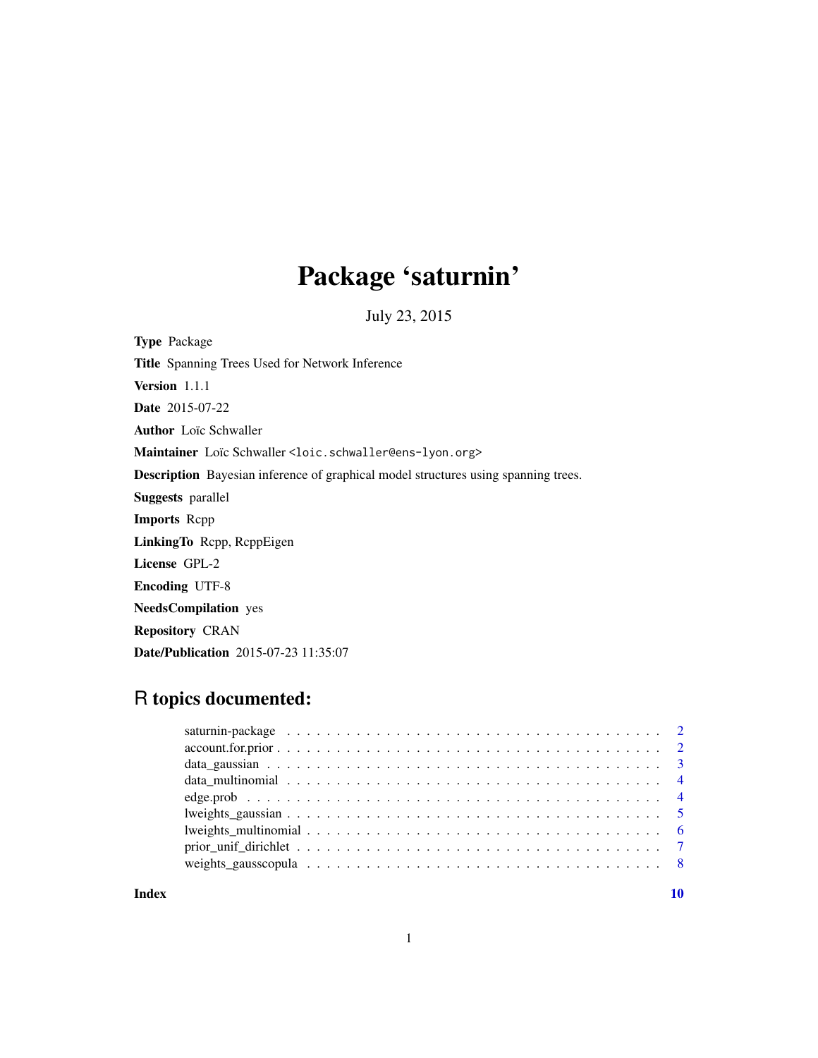# Package 'saturnin'

July 23, 2015

**Type** Package

**Title** Spanning Trees Used for Network Inference

**Version** 1.1.1

**Date** 2015-07-22

**Author** Loïc Schwaller

**Maintainer** Loïc Schwaller <loic.schwaller@ens-lyon.org>

**Description** Bayesian inference of graphical model structures using spanning trees.

**Suggests** parallel

**Imports** Rcpp

**LinkingTo** Rcpp, RcppEigen

**License** GPL-2

**Encoding** UTF-8

**NeedsCompilation** yes

**Repository** CRAN

**Date/Publication** 2015-07-23 11:35:07

## R topics documented:

- saturnin-package . . . . . . . . . . . . . . . . . . . . . . . . . . . . . . . . . . . . . . . 2
- account.for.prior . . . . . . . . . . . . . . . . . . . . . . . . . . . . . . . . . . . . . . . 2
- data_gaussian . . . . . . . . . . . . . . . . . . . . . . . . . . . . . . . . . . . . . . . . 3
- data_multinomial . . . . . . . . . . . . . . . . . . . . . . . . . . . . . . . . . . . . . . 4
- edge.prob . . . . . . . . . . . . . . . . . . . . . . . . . . . . . . . . . . . . . . . . . . 4
- lweights_gaussian . . . . . . . . . . . . . . . . . . . . . . . . . . . . . . . . . . . . . . 5
- lweights_multinomial . . . . . . . . . . . . . . . . . . . . . . . . . . . . . . . . . . . . 6
- prior_unif_dirichlet . . . . . . . . . . . . . . . . . . . . . . . . . . . . . . . . . . . . . 7
- weights_gausscopula . . . . . . . . . . . . . . . . . . . . . . . . . . . . . . . . . . . . . 8

**Index** 10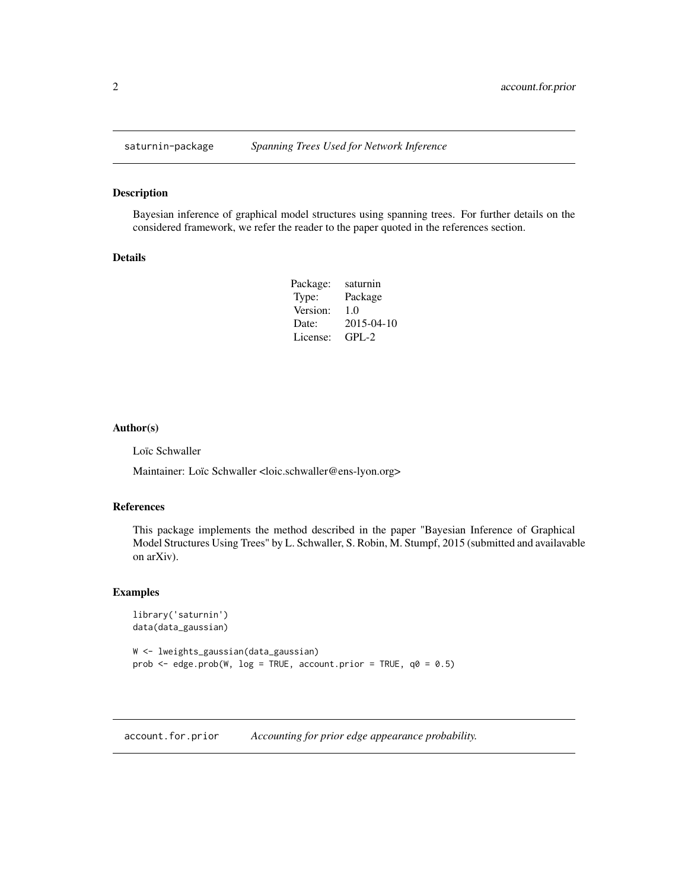## saturnin-package — *Spanning Trees Used for Network Inference*

### Description

Bayesian inference of graphical model structures using spanning trees. For further details on the considered framework, we refer the reader to the paper quoted in the references section.

### Details

| | |
|---|---|
| Package: | saturnin |
| Type: | Package |
| Version: | 1.0 |
| Date: | 2015-04-10 |
| License: | GPL-2 |

### Author(s)

Loïc Schwaller

Maintainer: Loïc Schwaller <loic.schwaller@ens-lyon.org>

### References

This package implements the method described in the paper "Bayesian Inference of Graphical Model Structures Using Trees" by L. Schwaller, S. Robin, M. Stumpf, 2015 (submitted and availavable on arXiv).

### Examples

```
library('saturnin')
data(data_gaussian)

W <- lweights_gaussian(data_gaussian)
prob <- edge.prob(W, log = TRUE, account.prior = TRUE, q0 = 0.5)
```

## account.for.prior — *Accounting for prior edge appearance probability.*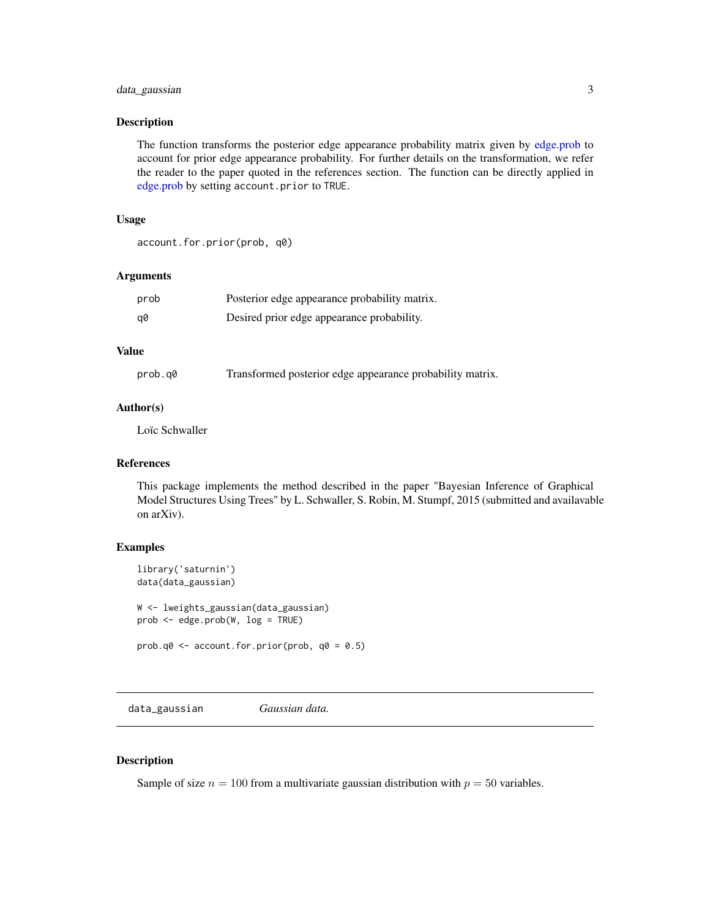## Description

The function transforms the posterior edge appearance probability matrix given by edge.prob to account for prior edge appearance probability. For further details on the transformation, we refer the reader to the paper quoted in the references section. The function can be directly applied in edge.prob by setting `account.prior` to `TRUE`.

## Usage

```
account.for.prior(prob, q0)
```

## Arguments

| | |
|---|---|
| `prob` | Posterior edge appearance probability matrix. |
| `q0` | Desired prior edge appearance probability. |

## Value

| | |
|---|---|
| `prob.q0` | Transformed posterior edge appearance probability matrix. |

## Author(s)

Loïc Schwaller

## References

This package implements the method described in the paper "Bayesian Inference of Graphical Model Structures Using Trees" by L. Schwaller, S. Robin, M. Stumpf, 2015 (submitted and availavable on arXiv).

## Examples

```
library('saturnin')
data(data_gaussian)

W <- lweights_gaussian(data_gaussian)
prob <- edge.prob(W, log = TRUE)

prob.q0 <- account.for.prior(prob, q0 = 0.5)
```

---

# `data_gaussian` *Gaussian data.*

---

## Description

Sample of size $n = 100$ from a multivariate gaussian distribution with $p = 50$ variables.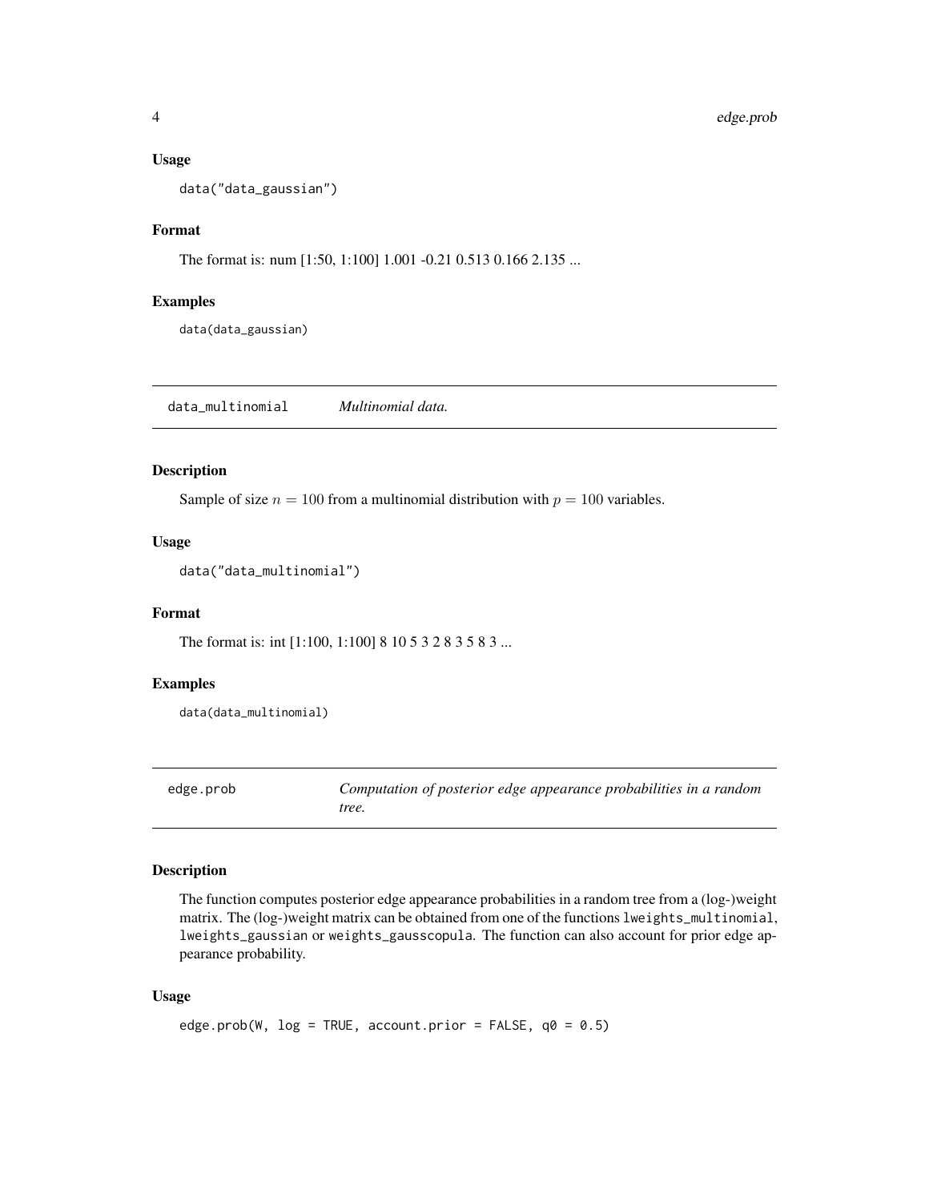### Usage

```
data("data_gaussian")
```

### Format

The format is: num [1:50, 1:100] 1.001 -0.21 0.513 0.166 2.135 ...

### Examples

```
data(data_gaussian)
```

## data_multinomial *Multinomial data.*

### Description

Sample of size $n = 100$ from a multinomial distribution with $p = 100$ variables.

### Usage

```
data("data_multinomial")
```

### Format

The format is: int [1:100, 1:100] 8 10 5 3 2 8 3 5 8 3 ...

### Examples

```
data(data_multinomial)
```

## edge.prob *Computation of posterior edge appearance probabilities in a random tree.*

### Description

The function computes posterior edge appearance probabilities in a random tree from a (log-)weight matrix. The (log-)weight matrix can be obtained from one of the functions `lweights_multinomial`, `lweights_gaussian` or `weights_gausscopula`. The function can also account for prior edge appearance probability.

### Usage

```
edge.prob(W, log = TRUE, account.prior = FALSE, q0 = 0.5)
```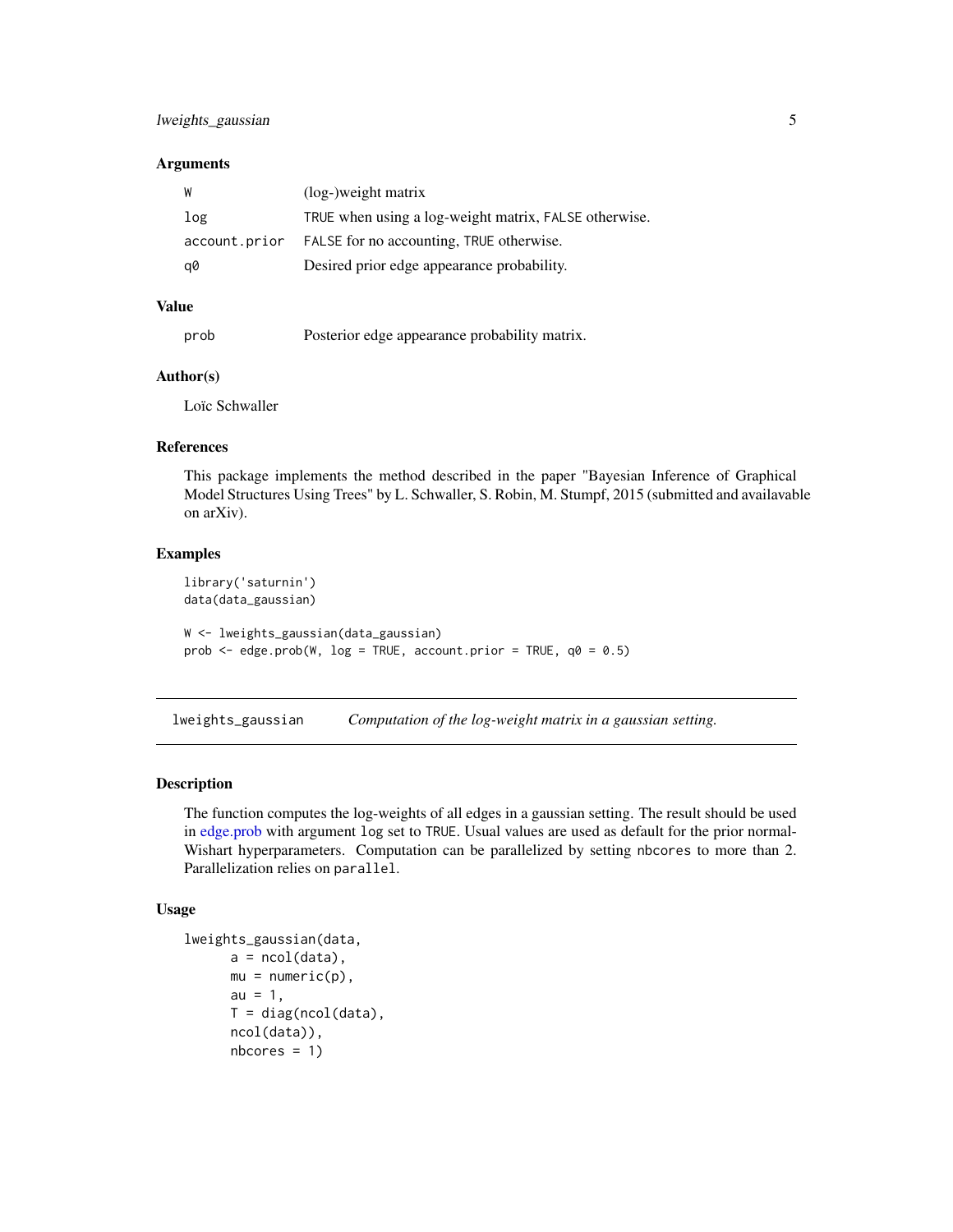### Arguments

| | |
|---|---|
| W | (log-)weight matrix |
| log | TRUE when using a log-weight matrix, FALSE otherwise. |
| account.prior | FALSE for no accounting, TRUE otherwise. |
| q0 | Desired prior edge appearance probability. |

### Value

| | |
|---|---|
| prob | Posterior edge appearance probability matrix. |

### Author(s)

Loïc Schwaller

### References

This package implements the method described in the paper "Bayesian Inference of Graphical Model Structures Using Trees" by L. Schwaller, S. Robin, M. Stumpf, 2015 (submitted and availavable on arXiv).

### Examples

```
library('saturnin')
data(data_gaussian)

W <- lweights_gaussian(data_gaussian)
prob <- edge.prob(W, log = TRUE, account.prior = TRUE, q0 = 0.5)
```

---

## lweights_gaussian — *Computation of the log-weight matrix in a gaussian setting.*

---

### Description

The function computes the log-weights of all edges in a gaussian setting. The result should be used in edge.prob with argument log set to TRUE. Usual values are used as default for the prior normal-Wishart hyperparameters. Computation can be parallelized by setting nbcores to more than 2. Parallelization relies on parallel.

### Usage

```
lweights_gaussian(data,
      a = ncol(data),
      mu = numeric(p),
      au = 1,
      T = diag(ncol(data),
      ncol(data)),
      nbcores = 1)
```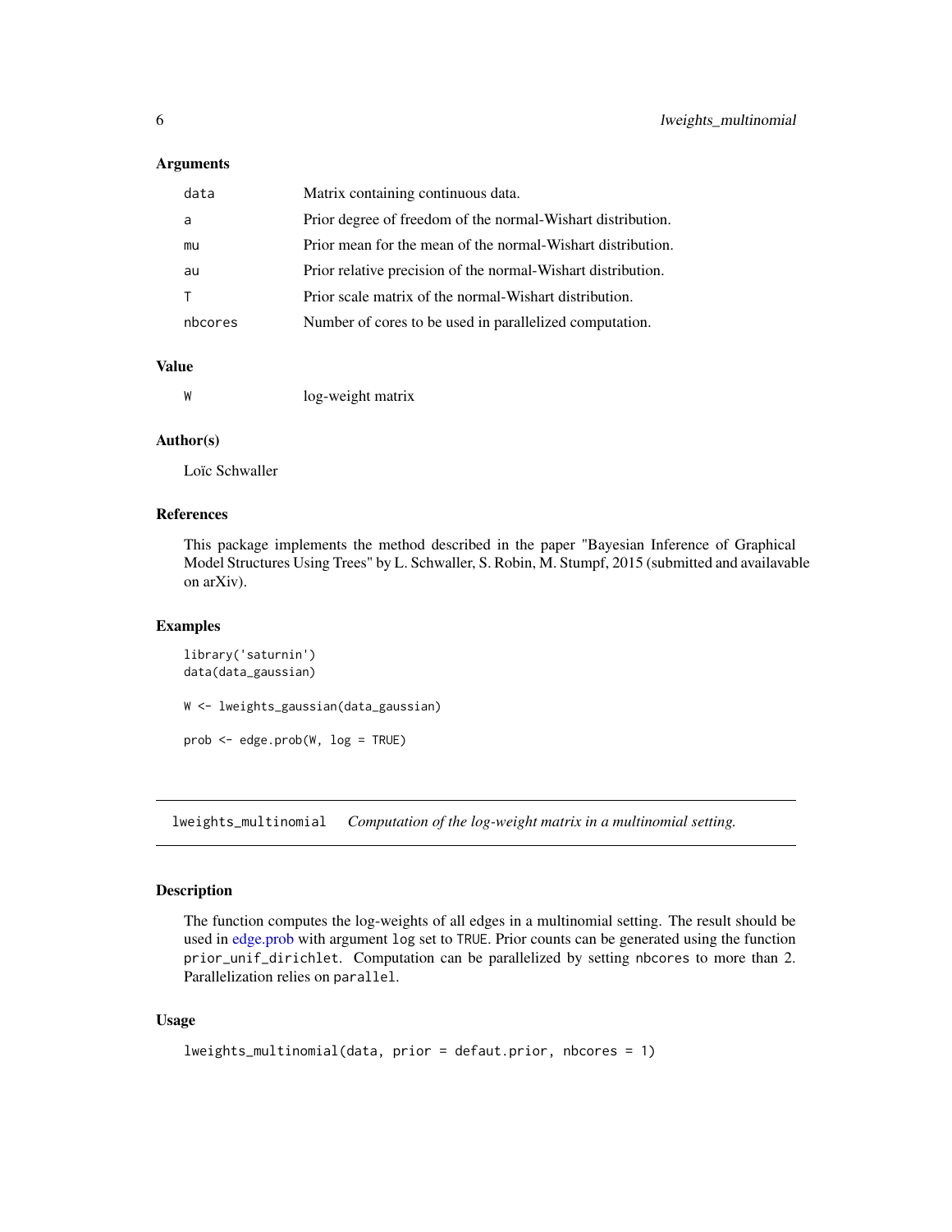### Arguments

| | |
|---|---|
| data | Matrix containing continuous data. |
| a | Prior degree of freedom of the normal-Wishart distribution. |
| mu | Prior mean for the mean of the normal-Wishart distribution. |
| au | Prior relative precision of the normal-Wishart distribution. |
| T | Prior scale matrix of the normal-Wishart distribution. |
| nbcores | Number of cores to be used in parallelized computation. |

### Value

| | |
|---|---|
| W | log-weight matrix |

### Author(s)

Loïc Schwaller

### References

This package implements the method described in the paper "Bayesian Inference of Graphical Model Structures Using Trees" by L. Schwaller, S. Robin, M. Stumpf, 2015 (submitted and availavable on arXiv).

### Examples

```
library('saturnin')
data(data_gaussian)

W <- lweights_gaussian(data_gaussian)

prob <- edge.prob(W, log = TRUE)
```

## lweights_multinomial    *Computation of the log-weight matrix in a multinomial setting.*

### Description

The function computes the log-weights of all edges in a multinomial setting. The result should be used in edge.prob with argument log set to TRUE. Prior counts can be generated using the function prior_unif_dirichlet. Computation can be parallelized by setting nbcores to more than 2. Parallelization relies on parallel.

### Usage

```
lweights_multinomial(data, prior = defaut.prior, nbcores = 1)
```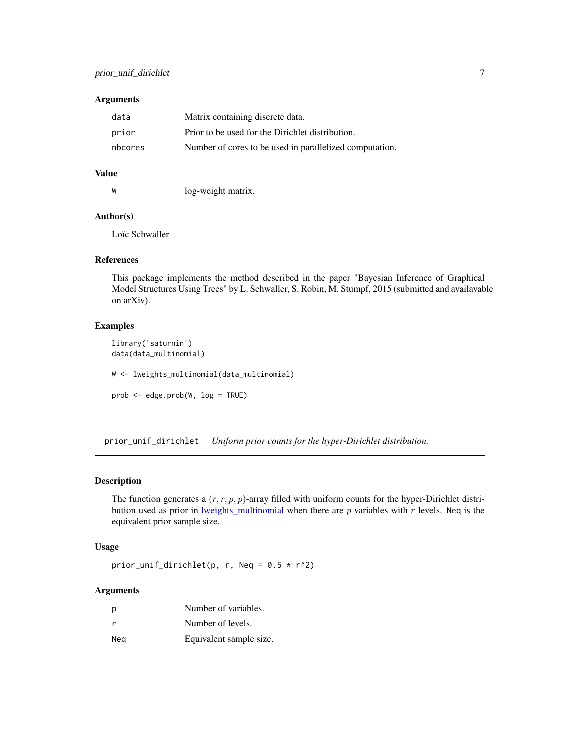## Arguments

| | |
|---|---|
| data | Matrix containing discrete data. |
| prior | Prior to be used for the Dirichlet distribution. |
| nbcores | Number of cores to be used in parallelized computation. |

## Value

| | |
|---|---|
| W | log-weight matrix. |

## Author(s)

Loïc Schwaller

## References

This package implements the method described in the paper "Bayesian Inference of Graphical Model Structures Using Trees" by L. Schwaller, S. Robin, M. Stumpf, 2015 (submitted and availavable on arXiv).

## Examples

```
library('saturnin')
data(data_multinomial)

W <- lweights_multinomial(data_multinomial)

prob <- edge.prob(W, log = TRUE)
```

---

# prior_unif_dirichlet *Uniform prior counts for the hyper-Dirichlet distribution.*

---

## Description

The function generates a $(r, r, p, p)$-array filled with uniform counts for the hyper-Dirichlet distribution used as prior in lweights_multinomial when there are $p$ variables with $r$ levels. Neq is the equivalent prior sample size.

## Usage

```
prior_unif_dirichlet(p, r, Neq = 0.5 * r^2)
```

## Arguments

| | |
|---|---|
| p | Number of variables. |
| r | Number of levels. |
| Neq | Equivalent sample size. |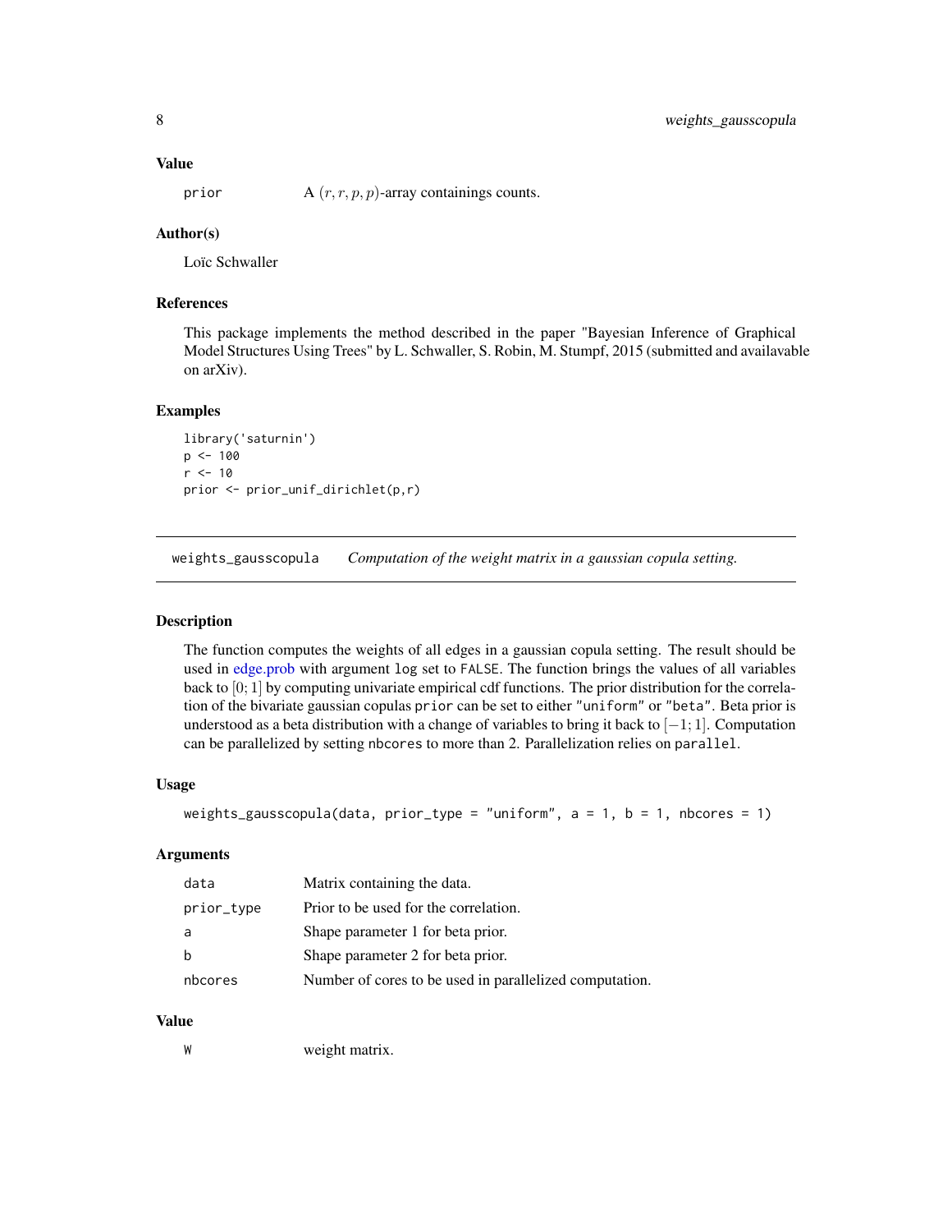## Value

| | |
|---|---|
| prior | A $(r, r, p, p)$-array containings counts. |

## Author(s)

Loïc Schwaller

## References

This package implements the method described in the paper "Bayesian Inference of Graphical Model Structures Using Trees" by L. Schwaller, S. Robin, M. Stumpf, 2015 (submitted and availavable on arXiv).

## Examples

```
library('saturnin')
p <- 100
r <- 10
prior <- prior_unif_dirichlet(p,r)
```

---

# weights_gausscopula — *Computation of the weight matrix in a gaussian copula setting.*

---

## Description

The function computes the weights of all edges in a gaussian copula setting. The result should be used in edge.prob with argument `log` set to `FALSE`. The function brings the values of all variables back to $[0; 1]$ by computing univariate empirical cdf functions. The prior distribution for the correlation of the bivariate gaussian copulas `prior` can be set to either `"uniform"` or `"beta"`. Beta prior is understood as a beta distribution with a change of variables to bring it back to $[-1; 1]$. Computation can be parallelized by setting `nbcores` to more than 2. Parallelization relies on `parallel`.

## Usage

```
weights_gausscopula(data, prior_type = "uniform", a = 1, b = 1, nbcores = 1)
```

## Arguments

| | |
|---|---|
| data | Matrix containing the data. |
| prior_type | Prior to be used for the correlation. |
| a | Shape parameter 1 for beta prior. |
| b | Shape parameter 2 for beta prior. |
| nbcores | Number of cores to be used in parallelized computation. |

## Value

| | |
|---|---|
| W | weight matrix. |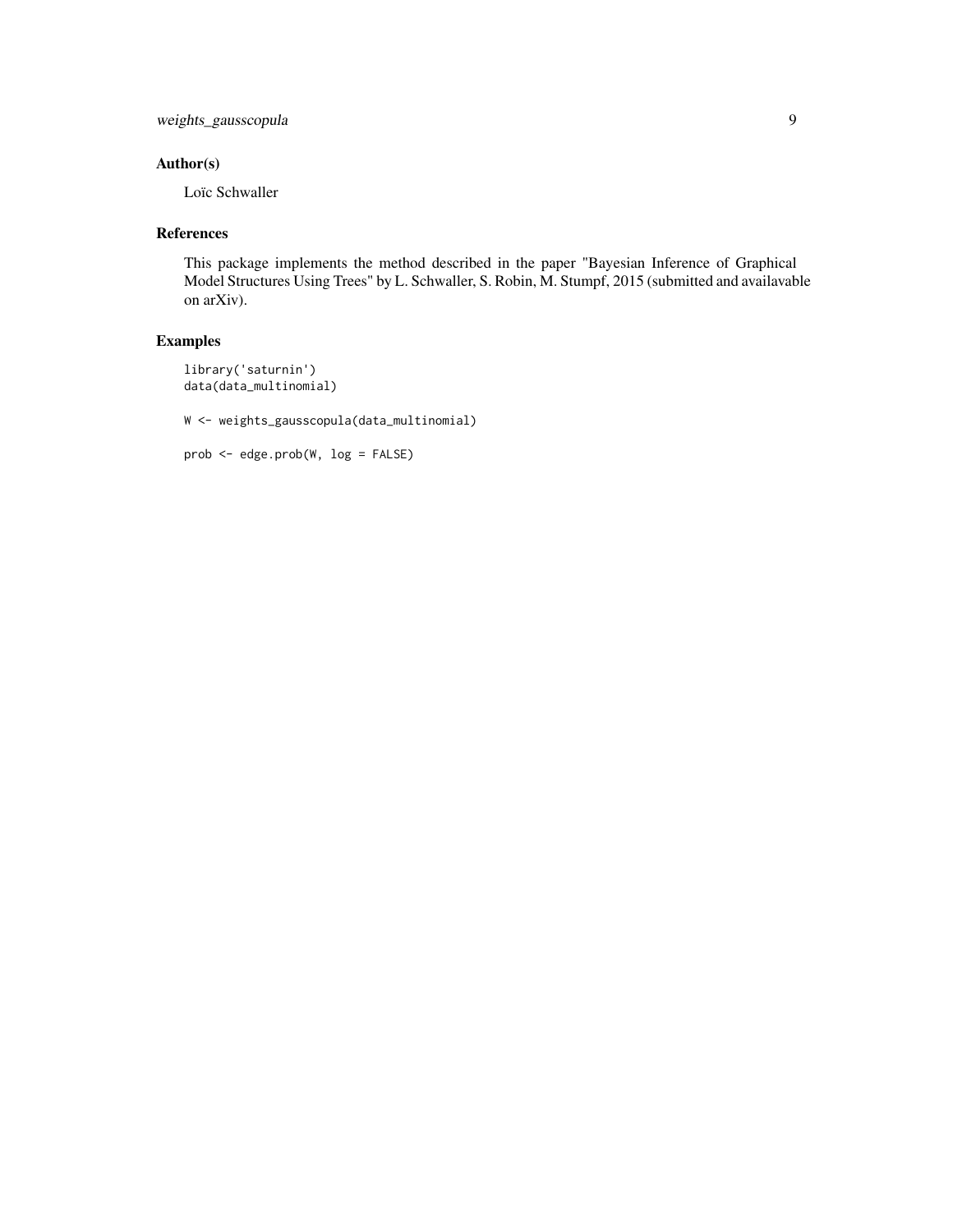## Author(s)

Loïc Schwaller

## References

This package implements the method described in the paper "Bayesian Inference of Graphical Model Structures Using Trees" by L. Schwaller, S. Robin, M. Stumpf, 2015 (submitted and availavable on arXiv).

## Examples

```
library('saturnin')
data(data_multinomial)

W <- weights_gausscopula(data_multinomial)

prob <- edge.prob(W, log = FALSE)
```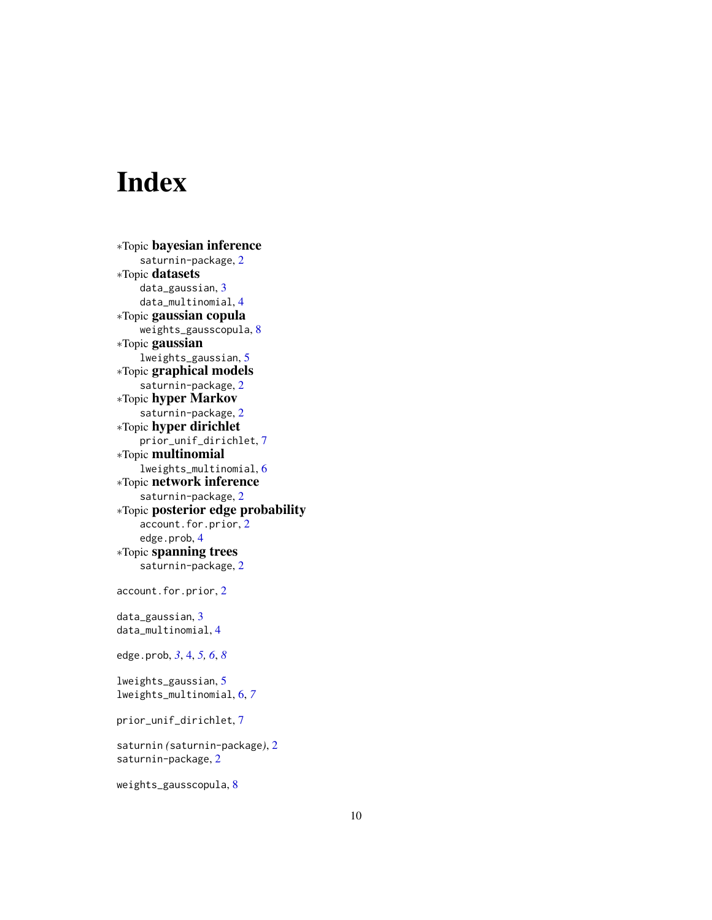# Index

∗Topic **bayesian inference**
    saturnin-package, 2
∗Topic **datasets**
    data_gaussian, 3
    data_multinomial, 4
∗Topic **gaussian copula**
    weights_gausscopula, 8
∗Topic **gaussian**
    lweights_gaussian, 5
∗Topic **graphical models**
    saturnin-package, 2
∗Topic **hyper Markov**
    saturnin-package, 2
∗Topic **hyper dirichlet**
    prior_unif_dirichlet, 7
∗Topic **multinomial**
    lweights_multinomial, 6
∗Topic **network inference**
    saturnin-package, 2
∗Topic **posterior edge probability**
    account.for.prior, 2
    edge.prob, 4
∗Topic **spanning trees**
    saturnin-package, 2

account.for.prior, 2

data_gaussian, 3
data_multinomial, 4

edge.prob, *3*, 4, *5*, *6*, *8*

lweights_gaussian, 5
lweights_multinomial, 6, *7*

prior_unif_dirichlet, 7

saturnin *(*saturnin-package*)*, 2
saturnin-package, 2

weights_gausscopula, 8